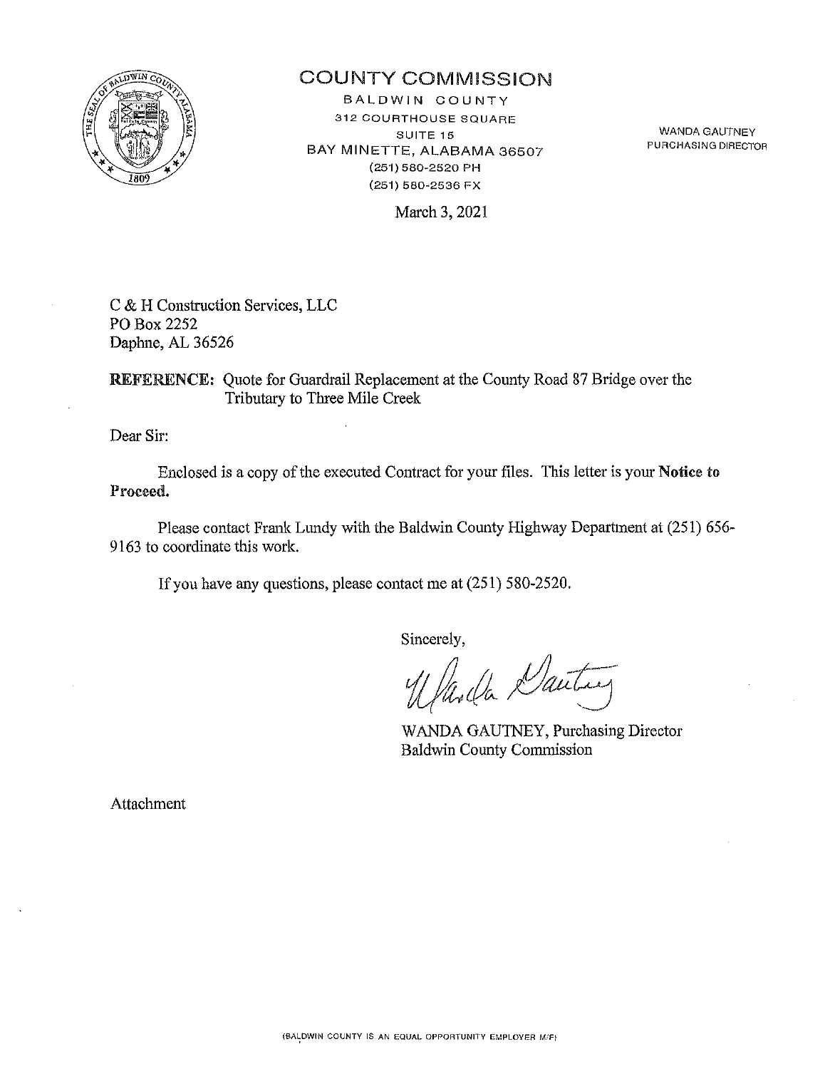# COUNTY COMMISSION

BALDWIN COUNTY
312 COURTHOUSE SQUARE
SUITE 15
BAY MINETTE, ALABAMA 36507
(251) 580-2520 PH
(251) 580-2536 FX

WANDA GAUTNEY
PURCHASING DIRECTOR

March 3, 2021

C & H Construction Services, LLC
PO Box 2252
Daphne, AL 36526

**REFERENCE:** Quote for Guardrail Replacement at the County Road 87 Bridge over the Tributary to Three Mile Creek

Dear Sir:

Enclosed is a copy of the executed Contract for your files. This letter is your **Notice to Proceed.**

Please contact Frank Lundy with the Baldwin County Highway Department at (251) 656-9163 to coordinate this work.

If you have any questions, please contact me at (251) 580-2520.

Sincerely,

WANDA GAUTNEY, Purchasing Director
Baldwin County Commission

Attachment

(BALDWIN COUNTY IS AN EQUAL OPPORTUNITY EMPLOYER M/F)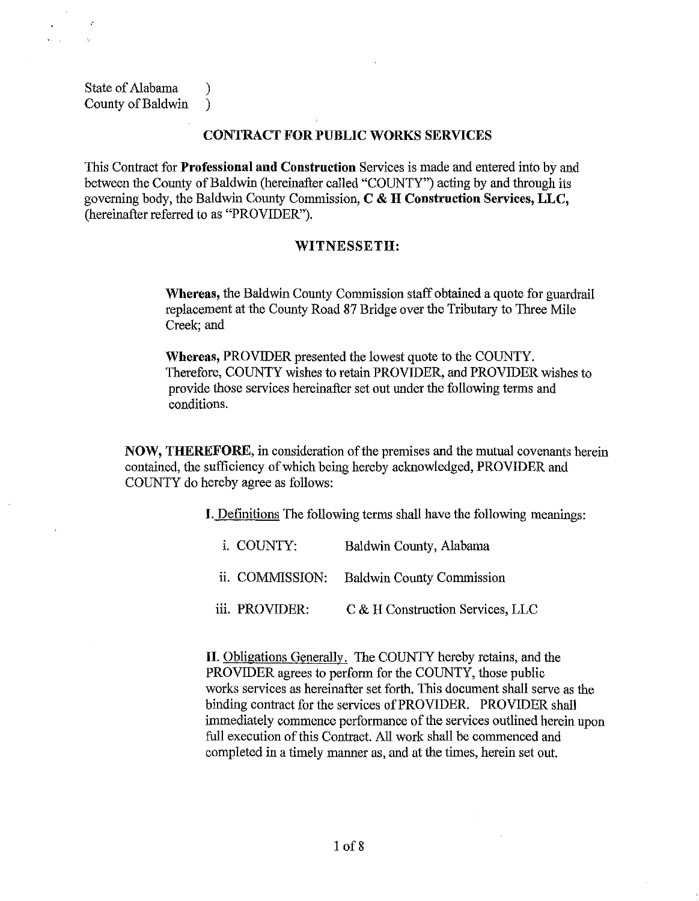State of Alabama )
County of Baldwin )

## CONTRACT FOR PUBLIC WORKS SERVICES

This Contract for **Professional and Construction** Services is made and entered into by and between the County of Baldwin (hereinafter called "COUNTY") acting by and through its governing body, the Baldwin County Commission, **C & H Construction Services, LLC,** (hereinafter referred to as "PROVIDER").

## WITNESSETH:

**Whereas,** the Baldwin County Commission staff obtained a quote for guardrail replacement at the County Road 87 Bridge over the Tributary to Three Mile Creek; and

**Whereas,** PROVIDER presented the lowest quote to the COUNTY. Therefore, COUNTY wishes to retain PROVIDER, and PROVIDER wishes to provide those services hereinafter set out under the following terms and conditions.

**NOW, THEREFORE,** in consideration of the premises and the mutual covenants herein contained, the sufficiency of which being hereby acknowledged, PROVIDER and COUNTY do hereby agree as follows:

**I.** Definitions The following terms shall have the following meanings:

- i. COUNTY: Baldwin County, Alabama
- ii. COMMISSION: Baldwin County Commission
- iii. PROVIDER: C & H Construction Services, LLC

**II.** Obligations Generally. The COUNTY hereby retains, and the PROVIDER agrees to perform for the COUNTY, those public works services as hereinafter set forth. This document shall serve as the binding contract for the services of PROVIDER. PROVIDER shall immediately commence performance of the services outlined herein upon full execution of this Contract. All work shall be commenced and completed in a timely manner as, and at the times, herein set out.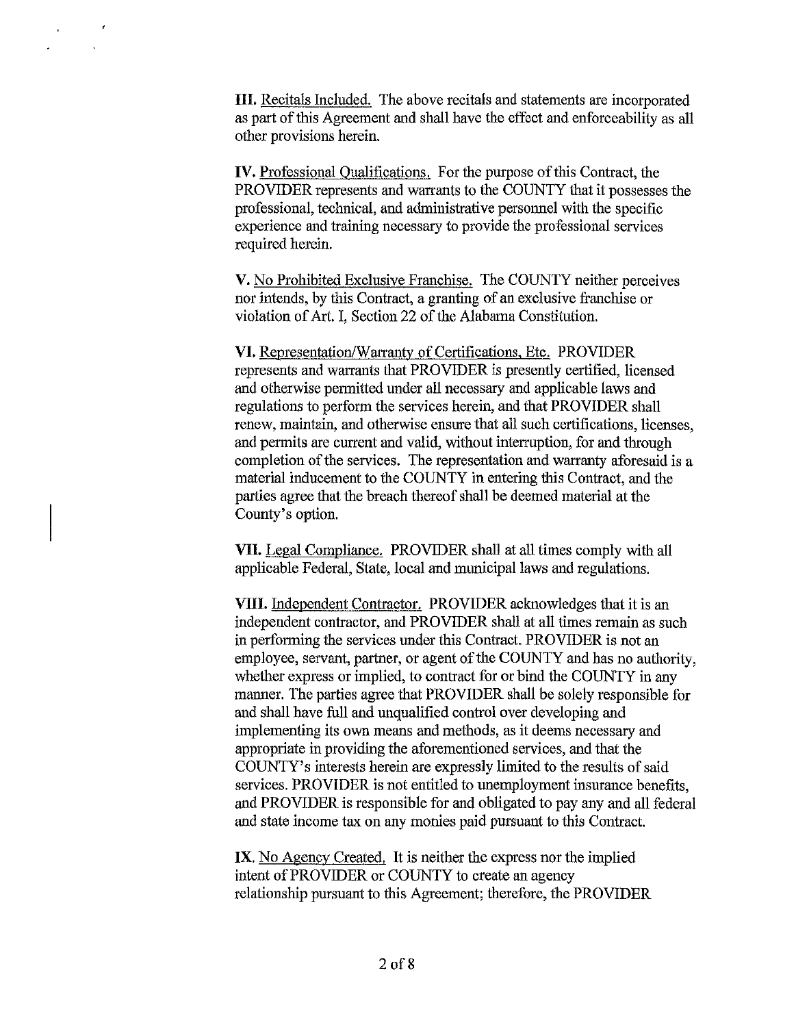**III.** Recitals Included. The above recitals and statements are incorporated as part of this Agreement and shall have the effect and enforceability as all other provisions herein.

**IV.** Professional Qualifications. For the purpose of this Contract, the PROVIDER represents and warrants to the COUNTY that it possesses the professional, technical, and administrative personnel with the specific experience and training necessary to provide the professional services required herein.

**V.** No Prohibited Exclusive Franchise. The COUNTY neither perceives nor intends, by this Contract, a granting of an exclusive franchise or violation of Art. I, Section 22 of the Alabama Constitution.

**VI.** Representation/Warranty of Certifications, Etc. PROVIDER represents and warrants that PROVIDER is presently certified, licensed and otherwise permitted under all necessary and applicable laws and regulations to perform the services herein, and that PROVIDER shall renew, maintain, and otherwise ensure that all such certifications, licenses, and permits are current and valid, without interruption, for and through completion of the services. The representation and warranty aforesaid is a material inducement to the COUNTY in entering this Contract, and the parties agree that the breach thereof shall be deemed material at the County's option.

**VII.** Legal Compliance. PROVIDER shall at all times comply with all applicable Federal, State, local and municipal laws and regulations.

**VIII.** Independent Contractor. PROVIDER acknowledges that it is an independent contractor, and PROVIDER shall at all times remain as such in performing the services under this Contract. PROVIDER is not an employee, servant, partner, or agent of the COUNTY and has no authority, whether express or implied, to contract for or bind the COUNTY in any manner. The parties agree that PROVIDER shall be solely responsible for and shall have full and unqualified control over developing and implementing its own means and methods, as it deems necessary and appropriate in providing the aforementioned services, and that the COUNTY's interests herein are expressly limited to the results of said services. PROVIDER is not entitled to unemployment insurance benefits, and PROVIDER is responsible for and obligated to pay any and all federal and state income tax on any monies paid pursuant to this Contract.

**IX.** No Agency Created. It is neither the express nor the implied intent of PROVIDER or COUNTY to create an agency relationship pursuant to this Agreement; therefore, the PROVIDER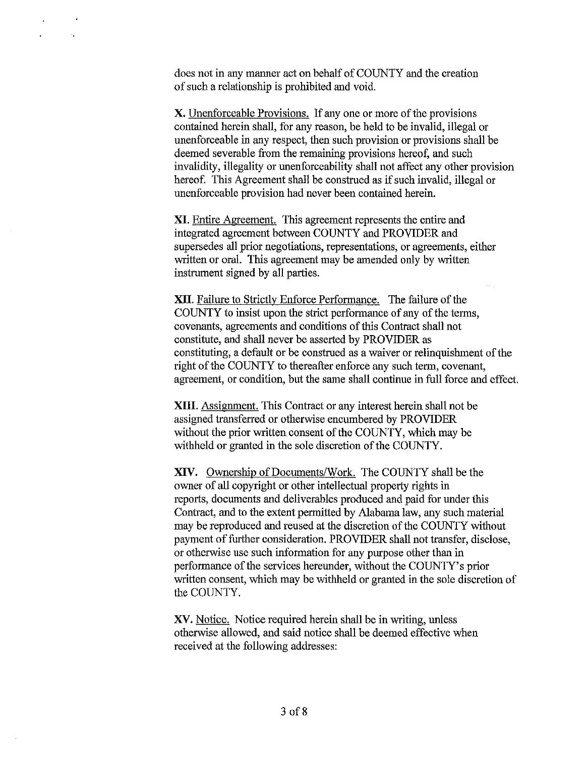does not in any manner act on behalf of COUNTY and the creation of such a relationship is prohibited and void.

**X.** Unenforceable Provisions. If any one or more of the provisions contained herein shall, for any reason, be held to be invalid, illegal or unenforceable in any respect, then such provision or provisions shall be deemed severable from the remaining provisions hereof, and such invalidity, illegality or unenforceability shall not affect any other provision hereof. This Agreement shall be construed as if such invalid, illegal or unenforceable provision had never been contained herein.

**XI.** Entire Agreement. This agreement represents the entire and integrated agreement between COUNTY and PROVIDER and supersedes all prior negotiations, representations, or agreements, either written or oral. This agreement may be amended only by written instrument signed by all parties.

**XII.** Failure to Strictly Enforce Performance. The failure of the COUNTY to insist upon the strict performance of any of the terms, covenants, agreements and conditions of this Contract shall not constitute, and shall never be asserted by PROVIDER as constituting, a default or be construed as a waiver or relinquishment of the right of the COUNTY to thereafter enforce any such term, covenant, agreement, or condition, but the same shall continue in full force and effect.

**XIII.** Assignment. This Contract or any interest herein shall not be assigned transferred or otherwise encumbered by PROVIDER without the prior written consent of the COUNTY, which may be withheld or granted in the sole discretion of the COUNTY.

**XIV.** Ownership of Documents/Work. The COUNTY shall be the owner of all copyright or other intellectual property rights in reports, documents and deliverables produced and paid for under this Contract, and to the extent permitted by Alabama law, any such material may be reproduced and reused at the discretion of the COUNTY without payment of further consideration. PROVIDER shall not transfer, disclose, or otherwise use such information for any purpose other than in performance of the services hereunder, without the COUNTY's prior written consent, which may be withheld or granted in the sole discretion of the COUNTY.

**XV.** Notice. Notice required herein shall be in writing, unless otherwise allowed, and said notice shall be deemed effective when received at the following addresses: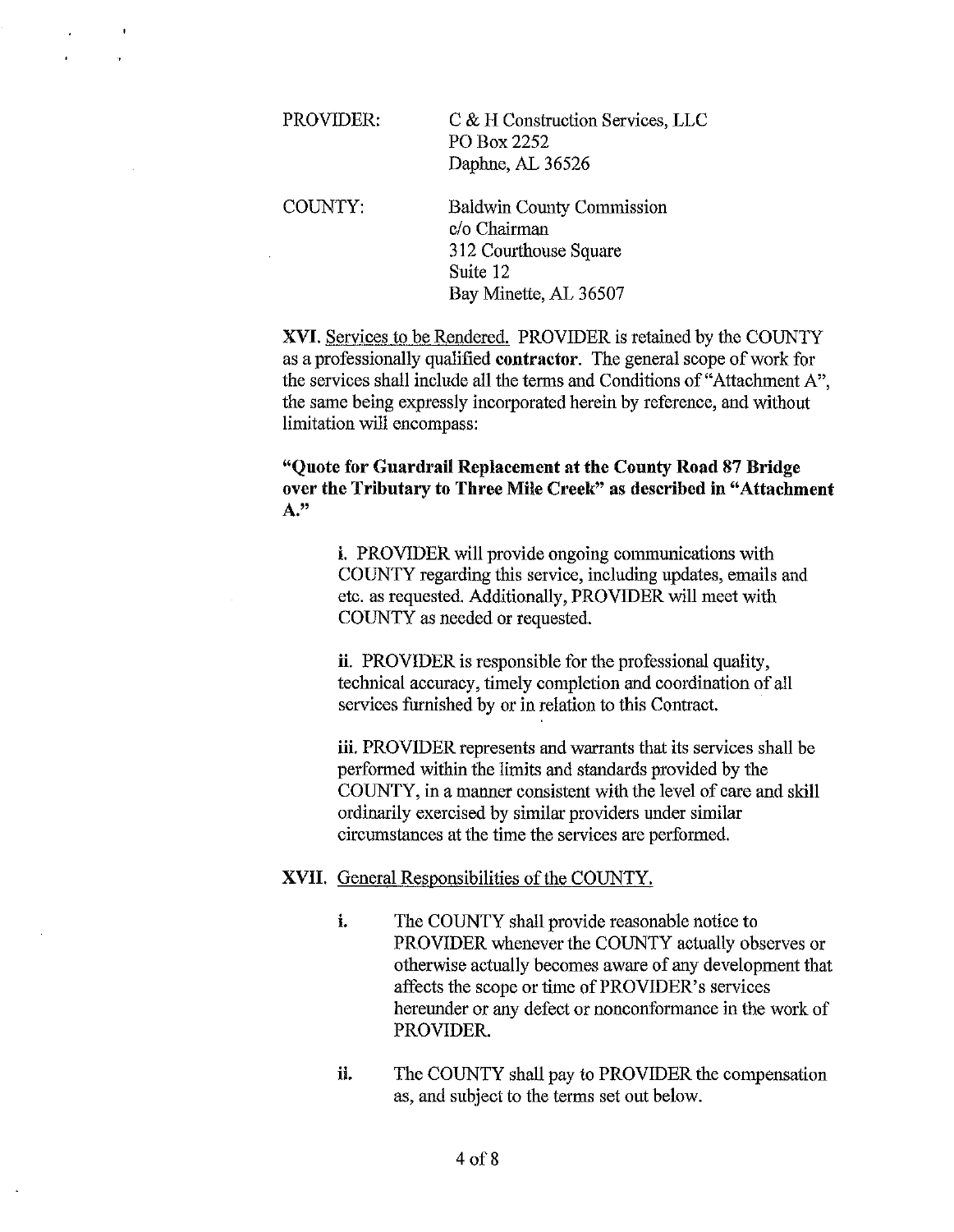PROVIDER: C & H Construction Services, LLC
PO Box 2252
Daphne, AL 36526

COUNTY: Baldwin County Commission
c/o Chairman
312 Courthouse Square
Suite 12
Bay Minette, AL 36507

**XVI.** Services to be Rendered. PROVIDER is retained by the COUNTY as a professionally qualified **contractor**. The general scope of work for the services shall include all the terms and Conditions of "Attachment A", the same being expressly incorporated herein by reference, and without limitation will encompass:

**"Quote for Guardrail Replacement at the County Road 87 Bridge over the Tributary to Three Mile Creek" as described in "Attachment A."**

**i.** PROVIDER will provide ongoing communications with COUNTY regarding this service, including updates, emails and etc. as requested. Additionally, PROVIDER will meet with COUNTY as needed or requested.

**ii.** PROVIDER is responsible for the professional quality, technical accuracy, timely completion and coordination of all services furnished by or in relation to this Contract.

**iii.** PROVIDER represents and warrants that its services shall be performed within the limits and standards provided by the COUNTY, in a manner consistent with the level of care and skill ordinarily exercised by similar providers under similar circumstances at the time the services are performed.

**XVII.** General Responsibilities of the COUNTY.

**i.** The COUNTY shall provide reasonable notice to PROVIDER whenever the COUNTY actually observes or otherwise actually becomes aware of any development that affects the scope or time of PROVIDER's services hereunder or any defect or nonconformance in the work of PROVIDER.

**ii.** The COUNTY shall pay to PROVIDER the compensation as, and subject to the terms set out below.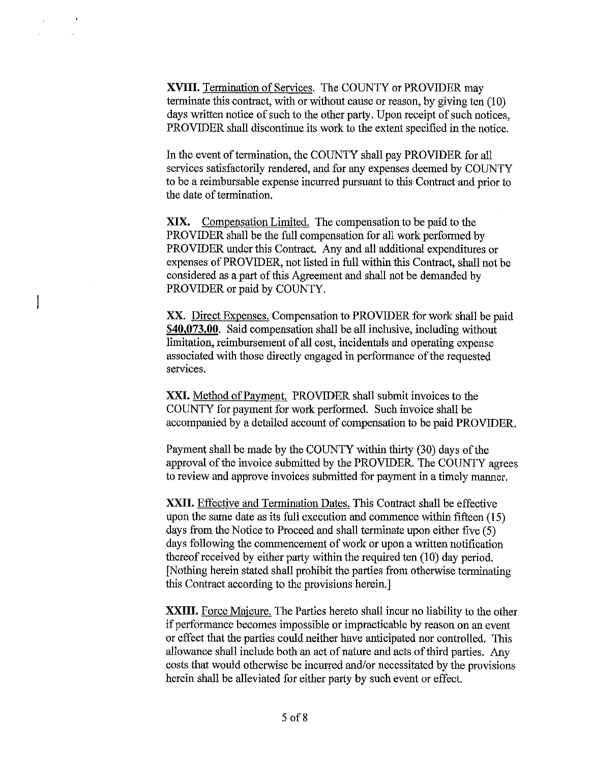**XVIII.** Termination of Services. The COUNTY or PROVIDER may terminate this contract, with or without cause or reason, by giving ten (10) days written notice of such to the other party. Upon receipt of such notices, PROVIDER shall discontinue its work to the extent specified in the notice.

In the event of termination, the COUNTY shall pay PROVIDER for all services satisfactorily rendered, and for any expenses deemed by COUNTY to be a reimbursable expense incurred pursuant to this Contract and prior to the date of termination.

**XIX.** Compensation Limited. The compensation to be paid to the PROVIDER shall be the full compensation for all work performed by PROVIDER under this Contract. Any and all additional expenditures or expenses of PROVIDER, not listed in full within this Contract, shall not be considered as a part of this Agreement and shall not be demanded by PROVIDER or paid by COUNTY.

**XX.** Direct Expenses. Compensation to PROVIDER for work shall be paid **$40,073.00**. Said compensation shall be all inclusive, including without limitation, reimbursement of all cost, incidentals and operating expense associated with those directly engaged in performance of the requested services.

**XXI.** Method of Payment. PROVIDER shall submit invoices to the COUNTY for payment for work performed. Such invoice shall be accompanied by a detailed account of compensation to be paid PROVIDER.

Payment shall be made by the COUNTY within thirty (30) days of the approval of the invoice submitted by the PROVIDER. The COUNTY agrees to review and approve invoices submitted for payment in a timely manner.

**XXII.** Effective and Termination Dates. This Contract shall be effective upon the same date as its full execution and commence within fifteen (15) days from the Notice to Proceed and shall terminate upon either five (5) days following the commencement of work or upon a written notification thereof received by either party within the required ten (10) day period. [Nothing herein stated shall prohibit the parties from otherwise terminating this Contract according to the provisions herein.]

**XXIII.** Force Majeure. The Parties hereto shall incur no liability to the other if performance becomes impossible or impracticable by reason on an event or effect that the parties could neither have anticipated nor controlled. This allowance shall include both an act of nature and acts of third parties. Any costs that would otherwise be incurred and/or necessitated by the provisions herein shall be alleviated for either party by such event or effect.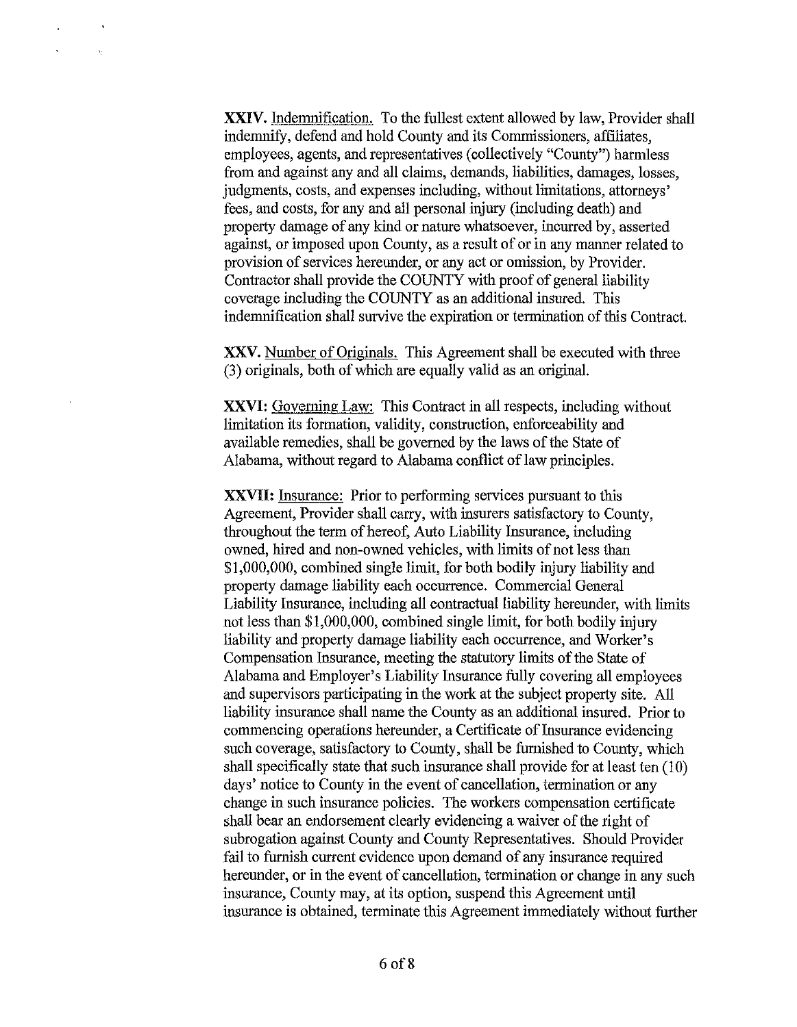**XXIV.** Indemnification. To the fullest extent allowed by law, Provider shall indemnify, defend and hold County and its Commissioners, affiliates, employees, agents, and representatives (collectively "County") harmless from and against any and all claims, demands, liabilities, damages, losses, judgments, costs, and expenses including, without limitations, attorneys' fees, and costs, for any and all personal injury (including death) and property damage of any kind or nature whatsoever, incurred by, asserted against, or imposed upon County, as a result of or in any manner related to provision of services hereunder, or any act or omission, by Provider. Contractor shall provide the COUNTY with proof of general liability coverage including the COUNTY as an additional insured. This indemnification shall survive the expiration or termination of this Contract.

**XXV.** Number of Originals. This Agreement shall be executed with three (3) originals, both of which are equally valid as an original.

**XXVI:** Governing Law: This Contract in all respects, including without limitation its formation, validity, construction, enforceability and available remedies, shall be governed by the laws of the State of Alabama, without regard to Alabama conflict of law principles.

**XXVII:** Insurance: Prior to performing services pursuant to this Agreement, Provider shall carry, with insurers satisfactory to County, throughout the term of hereof, Auto Liability Insurance, including owned, hired and non-owned vehicles, with limits of not less than $1,000,000, combined single limit, for both bodily injury liability and property damage liability each occurrence. Commercial General Liability Insurance, including all contractual liability hereunder, with limits not less than $1,000,000, combined single limit, for both bodily injury liability and property damage liability each occurrence, and Worker's Compensation Insurance, meeting the statutory limits of the State of Alabama and Employer's Liability Insurance fully covering all employees and supervisors participating in the work at the subject property site. All liability insurance shall name the County as an additional insured. Prior to commencing operations hereunder, a Certificate of Insurance evidencing such coverage, satisfactory to County, shall be furnished to County, which shall specifically state that such insurance shall provide for at least ten (10) days' notice to County in the event of cancellation, termination or any change in such insurance policies. The workers compensation certificate shall bear an endorsement clearly evidencing a waiver of the right of subrogation against County and County Representatives. Should Provider fail to furnish current evidence upon demand of any insurance required hereunder, or in the event of cancellation, termination or change in any such insurance, County may, at its option, suspend this Agreement until insurance is obtained, terminate this Agreement immediately without further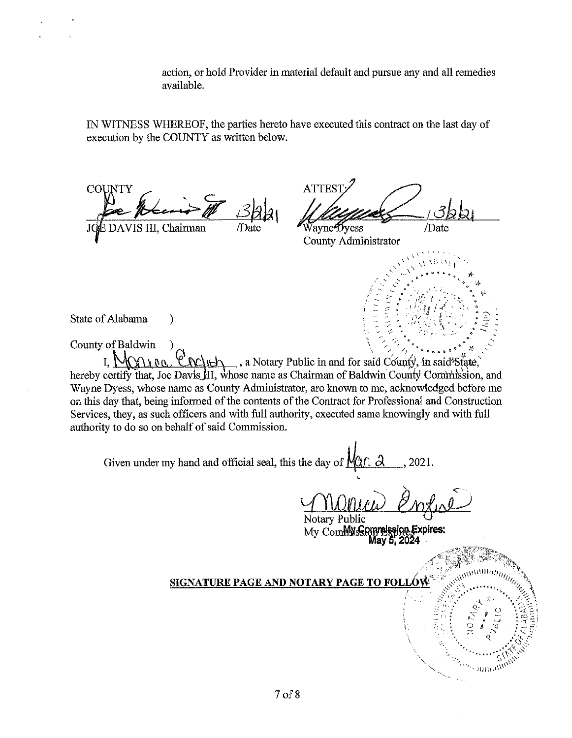action, or hold Provider in material default and pursue any and all remedies available.

IN WITNESS WHEREOF, the parties hereto have executed this contract on the last day of execution by the COUNTY as written below.

| COUNTY | ATTEST: |
|---|---|
| 3/2/21 | 3/2/21 |
| JOE DAVIS III, Chairman /Date | Wayne Dyess /Date |
| | County Administrator |

State of Alabama )

County of Baldwin )

I, Monica English, a Notary Public in and for said County, in said State, hereby certify that, Joe Davis III, whose name as Chairman of Baldwin County Commission, and Wayne Dyess, whose name as County Administrator, are known to me, acknowledged before me on this day that, being informed of the contents of the Contract for Professional and Construction Services, they, as such officers and with full authority, executed same knowingly and with full authority to do so on behalf of said Commission.

Given under my hand and official seal, this the day of Mar. 2, 2021.

Notary Public
My Commission Expires: May 5, 2024

**SIGNATURE PAGE AND NOTARY PAGE TO FOLLOW**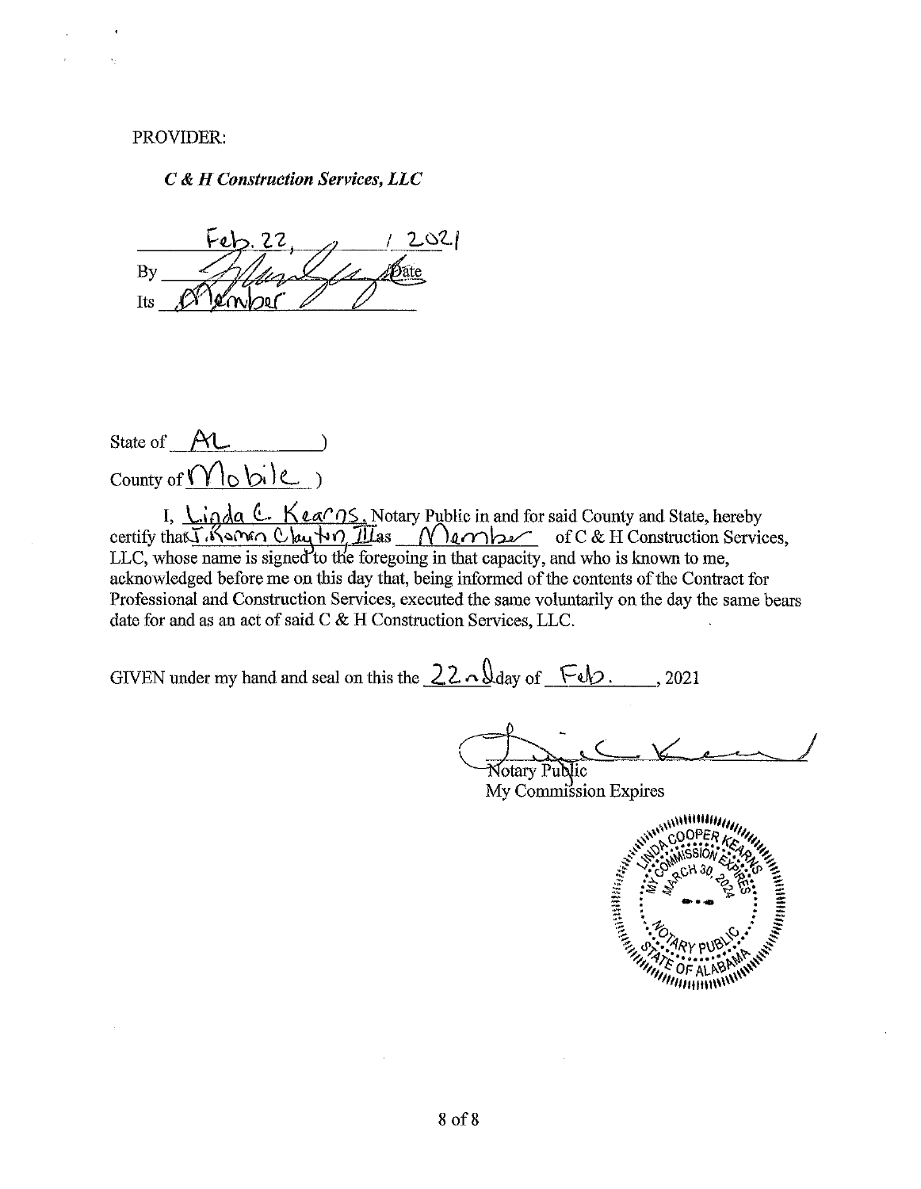PROVIDER:

***C & H Construction Services, LLC***

Feb. 22, 2021
By ____________________ Date
Its Member

State of AL )
County of Mobile )

I, Linda C. Kearns, Notary Public in and for said County and State, hereby certify that J. Roman Clayton III as Member of C & H Construction Services, LLC, whose name is signed to the foregoing in that capacity, and who is known to me, acknowledged before me on this day that, being informed of the contents of the Contract for Professional and Construction Services, executed the same voluntarily on the day the same bears date for and as an act of said C & H Construction Services, LLC.

GIVEN under my hand and seal on this the 22nd day of Feb., 2021

____________________
Notary Public
My Commission Expires

LINDA COOPER KEARNS
MY COMMISSION EXPIRES MARCH 30, 2024
NOTARY PUBLIC
STATE OF ALABAMA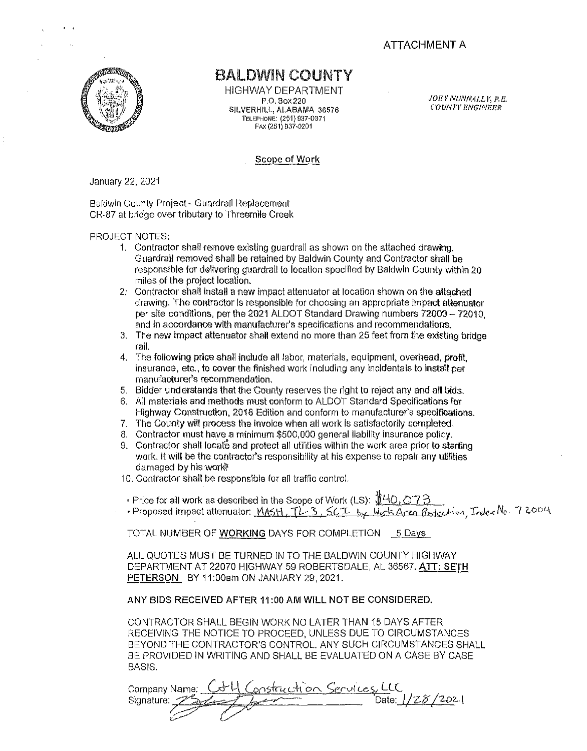ATTACHMENT A

# BALDWIN COUNTY

HIGHWAY DEPARTMENT
P.O. Box 220
SILVERHILL, ALABAMA 36576
TELEPHONE: (251) 937-0371
FAX (251) 937-0201

*JOEY NUNNALLY, P.E.*
*COUNTY ENGINEER*

## Scope of Work

January 22, 2021

Baldwin County Project - Guardrail Replacement
CR-87 at bridge over tributary to Threemile Creek

PROJECT NOTES:

1. Contractor shall remove existing guardrail as shown on the attached drawing. Guardrail removed shall be retained by Baldwin County and Contractor shall be responsible for delivering guardrail to location specified by Baldwin County within 20 miles of the project location.
2. Contractor shall install a new impact attenuator at location shown on the attached drawing. The contractor is responsible for choosing an appropriate impact attenuator per site conditions, per the 2021 ALDOT Standard Drawing numbers 72000 – 72010, and in accordance with manufacturer's specifications and recommendations.
3. The new impact attenuator shall extend no more than 25 feet from the existing bridge rail.
4. The following price shall include all labor, materials, equipment, overhead, profit, insurance, etc., to cover the finished work including any incidentals to install per manufacturer's recommendation.
5. Bidder understands that the County reserves the right to reject any and all bids.
6. All materials and methods must conform to ALDOT Standard Specifications for Highway Construction, 2018 Edition and conform to manufacturer's specifications.
7. The County will process the invoice when all work is satisfactorily completed.
8. Contractor must have a minimum $500,000 general liability insurance policy.
9. Contractor shall locate and protect all utilities within the work area prior to starting work. It will be the contractor's responsibility at his expense to repair any utilities damaged by his work.
10. Contractor shall be responsible for all traffic control.

- Price for all work as described in the Scope of Work (LS): $40,073
- Proposed impact attenuator: MASH, TL-3, SCI by Work Area Protection, Index No. 72004

TOTAL NUMBER OF **WORKING** DAYS FOR COMPLETION 5 Days

ALL QUOTES MUST BE TURNED IN TO THE BALDWIN COUNTY HIGHWAY DEPARTMENT AT 22070 HIGHWAY 59 ROBERTSDALE, AL 36567. **ATT: SETH PETERSON** BY 11:00am ON JANUARY 29, 2021.

**ANY BIDS RECEIVED AFTER 11:00 AM WILL NOT BE CONSIDERED.**

CONTRACTOR SHALL BEGIN WORK NO LATER THAN 15 DAYS AFTER RECEIVING THE NOTICE TO PROCEED, UNLESS DUE TO CIRCUMSTANCES BEYOND THE CONTRACTOR'S CONTROL. ANY SUCH CIRCUMSTANCES SHALL BE PROVIDED IN WRITING AND SHALL BE EVALUATED ON A CASE BY CASE BASIS.

Company Name: C+H Construction Services, LLC
Signature: [signature] Date: 1/28/2021